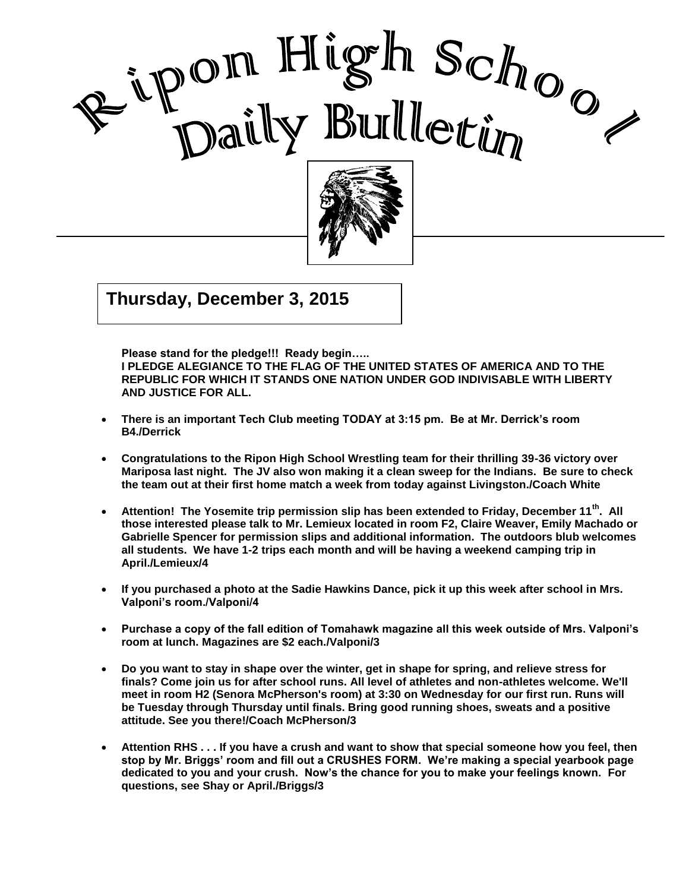# Ripon High School Daily Bulletin

**Thursday, December 3, 2015**

**Please stand for the pledge!!! Ready begin…..**
**I PLEDGE ALEGIANCE TO THE FLAG OF THE UNITED STATES OF AMERICA AND TO THE REPUBLIC FOR WHICH IT STANDS ONE NATION UNDER GOD INDIVISABLE WITH LIBERTY AND JUSTICE FOR ALL.**

- **There is an important Tech Club meeting TODAY at 3:15 pm. Be at Mr. Derrick's room B4./Derrick**

- **Congratulations to the Ripon High School Wrestling team for their thrilling 39-36 victory over Mariposa last night. The JV also won making it a clean sweep for the Indians. Be sure to check the team out at their first home match a week from today against Livingston./Coach White**

- **Attention! The Yosemite trip permission slip has been extended to Friday, December 11th. All those interested please talk to Mr. Lemieux located in room F2, Claire Weaver, Emily Machado or Gabrielle Spencer for permission slips and additional information. The outdoors blub welcomes all students. We have 1-2 trips each month and will be having a weekend camping trip in April./Lemieux/4**

- **If you purchased a photo at the Sadie Hawkins Dance, pick it up this week after school in Mrs. Valponi's room./Valponi/4**

- **Purchase a copy of the fall edition of Tomahawk magazine all this week outside of Mrs. Valponi's room at lunch. Magazines are $2 each./Valponi/3**

- **Do you want to stay in shape over the winter, get in shape for spring, and relieve stress for finals? Come join us for after school runs. All level of athletes and non-athletes welcome. We'll meet in room H2 (Senora McPherson's room) at 3:30 on Wednesday for our first run. Runs will be Tuesday through Thursday until finals. Bring good running shoes, sweats and a positive attitude. See you there!/Coach McPherson/3**

- **Attention RHS . . . If you have a crush and want to show that special someone how you feel, then stop by Mr. Briggs' room and fill out a CRUSHES FORM. We're making a special yearbook page dedicated to you and your crush. Now's the chance for you to make your feelings known. For questions, see Shay or April./Briggs/3**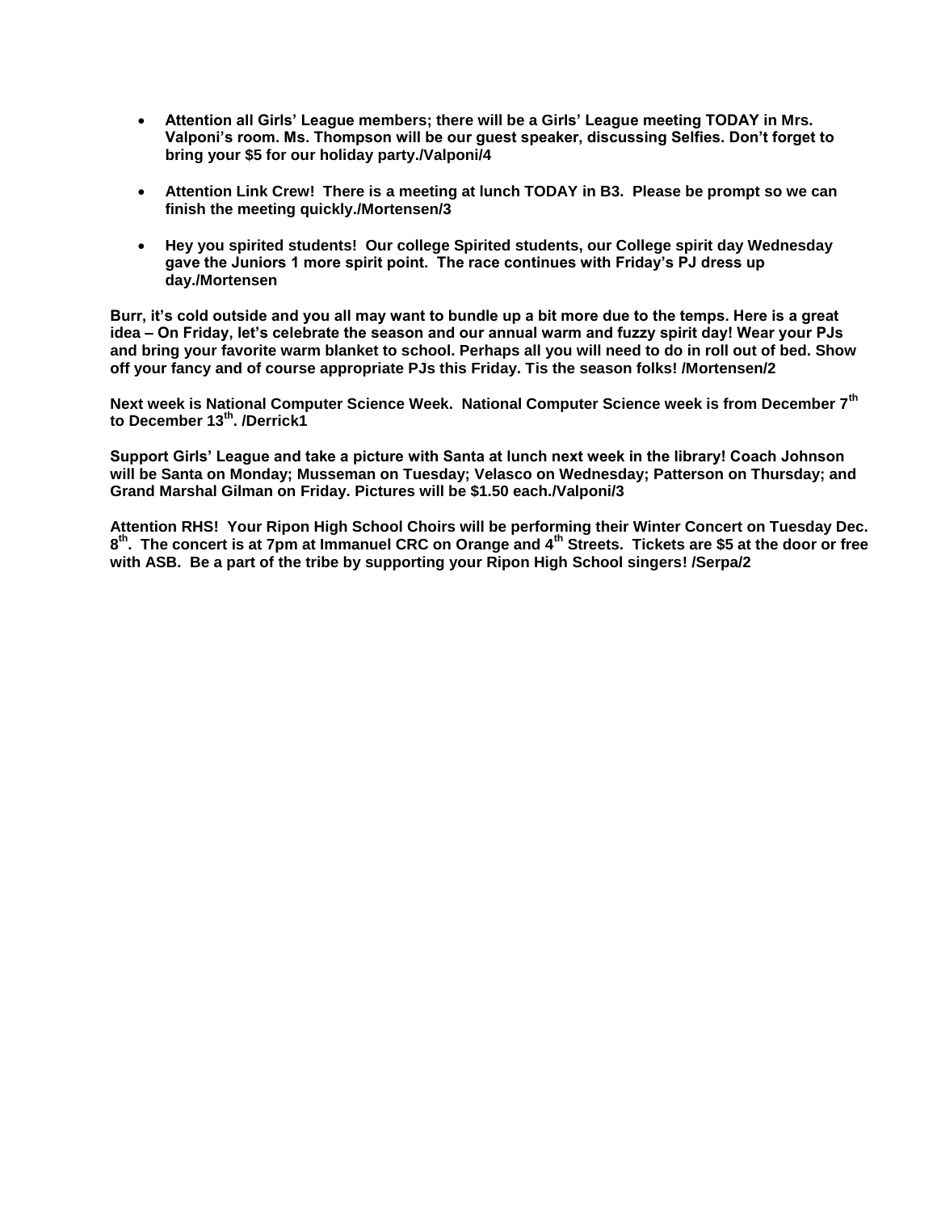- **Attention all Girls' League members; there will be a Girls' League meeting TODAY in Mrs. Valponi's room. Ms. Thompson will be our guest speaker, discussing Selfies. Don't forget to bring your $5 for our holiday party./Valponi/4**

- **Attention Link Crew! There is a meeting at lunch TODAY in B3. Please be prompt so we can finish the meeting quickly./Mortensen/3**

- **Hey you spirited students! Our college Spirited students, our College spirit day Wednesday gave the Juniors 1 more spirit point. The race continues with Friday's PJ dress up day./Mortensen**

**Burr, it's cold outside and you all may want to bundle up a bit more due to the temps. Here is a great idea – On Friday, let's celebrate the season and our annual warm and fuzzy spirit day! Wear your PJs and bring your favorite warm blanket to school. Perhaps all you will need to do in roll out of bed. Show off your fancy and of course appropriate PJs this Friday. Tis the season folks! /Mortensen/2**

**Next week is National Computer Science Week. National Computer Science week is from December 7th to December 13th. /Derrick1**

**Support Girls' League and take a picture with Santa at lunch next week in the library! Coach Johnson will be Santa on Monday; Musseman on Tuesday; Velasco on Wednesday; Patterson on Thursday; and Grand Marshal Gilman on Friday. Pictures will be $1.50 each./Valponi/3**

**Attention RHS! Your Ripon High School Choirs will be performing their Winter Concert on Tuesday Dec. 8th. The concert is at 7pm at Immanuel CRC on Orange and 4th Streets. Tickets are $5 at the door or free with ASB. Be a part of the tribe by supporting your Ripon High School singers! /Serpa/2**